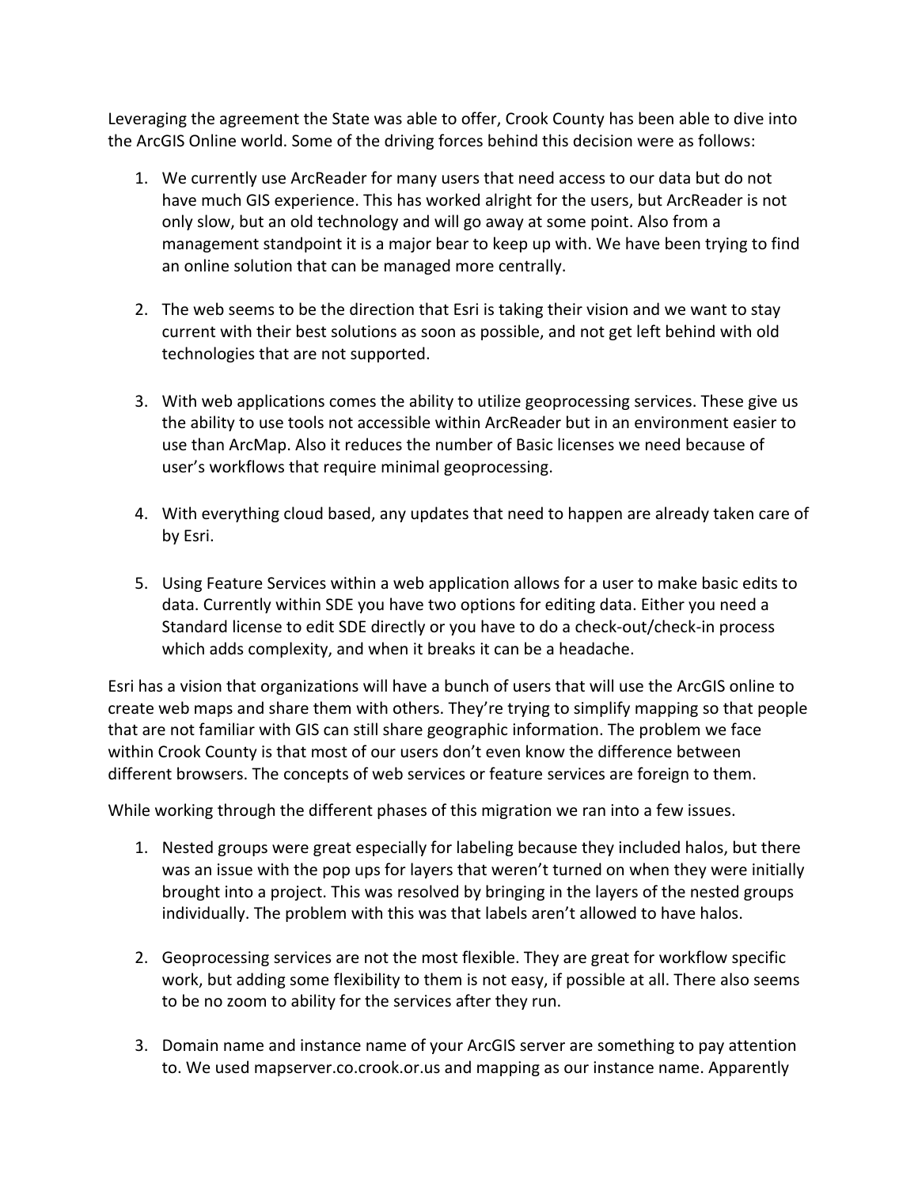Leveraging the agreement the State was able to offer, Crook County has been able to dive into the ArcGIS Online world. Some of the driving forces behind this decision were as follows:

1. We currently use ArcReader for many users that need access to our data but do not have much GIS experience. This has worked alright for the users, but ArcReader is not only slow, but an old technology and will go away at some point. Also from a management standpoint it is a major bear to keep up with. We have been trying to find an online solution that can be managed more centrally.

2. The web seems to be the direction that Esri is taking their vision and we want to stay current with their best solutions as soon as possible, and not get left behind with old technologies that are not supported.

3. With web applications comes the ability to utilize geoprocessing services. These give us the ability to use tools not accessible within ArcReader but in an environment easier to use than ArcMap. Also it reduces the number of Basic licenses we need because of user's workflows that require minimal geoprocessing.

4. With everything cloud based, any updates that need to happen are already taken care of by Esri.

5. Using Feature Services within a web application allows for a user to make basic edits to data. Currently within SDE you have two options for editing data. Either you need a Standard license to edit SDE directly or you have to do a check-out/check-in process which adds complexity, and when it breaks it can be a headache.

Esri has a vision that organizations will have a bunch of users that will use the ArcGIS online to create web maps and share them with others. They're trying to simplify mapping so that people that are not familiar with GIS can still share geographic information. The problem we face within Crook County is that most of our users don't even know the difference between different browsers. The concepts of web services or feature services are foreign to them.

While working through the different phases of this migration we ran into a few issues.

1. Nested groups were great especially for labeling because they included halos, but there was an issue with the pop ups for layers that weren't turned on when they were initially brought into a project. This was resolved by bringing in the layers of the nested groups individually. The problem with this was that labels aren't allowed to have halos.

2. Geoprocessing services are not the most flexible. They are great for workflow specific work, but adding some flexibility to them is not easy, if possible at all. There also seems to be no zoom to ability for the services after they run.

3. Domain name and instance name of your ArcGIS server are something to pay attention to. We used mapserver.co.crook.or.us and mapping as our instance name. Apparently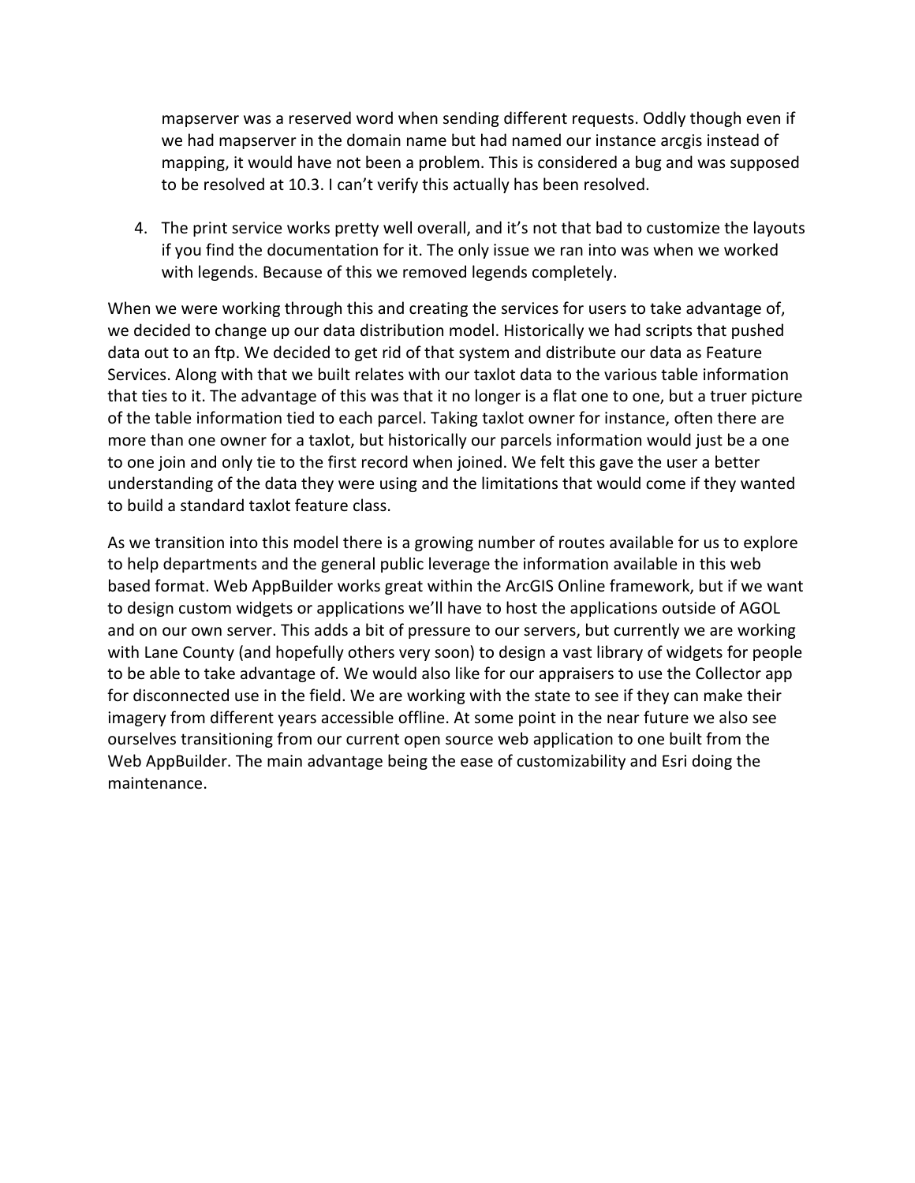mapserver was a reserved word when sending different requests. Oddly though even if we had mapserver in the domain name but had named our instance arcgis instead of mapping, it would have not been a problem. This is considered a bug and was supposed to be resolved at 10.3. I can't verify this actually has been resolved.

4. The print service works pretty well overall, and it's not that bad to customize the layouts if you find the documentation for it. The only issue we ran into was when we worked with legends. Because of this we removed legends completely.

When we were working through this and creating the services for users to take advantage of, we decided to change up our data distribution model. Historically we had scripts that pushed data out to an ftp. We decided to get rid of that system and distribute our data as Feature Services. Along with that we built relates with our taxlot data to the various table information that ties to it. The advantage of this was that it no longer is a flat one to one, but a truer picture of the table information tied to each parcel. Taking taxlot owner for instance, often there are more than one owner for a taxlot, but historically our parcels information would just be a one to one join and only tie to the first record when joined. We felt this gave the user a better understanding of the data they were using and the limitations that would come if they wanted to build a standard taxlot feature class.

As we transition into this model there is a growing number of routes available for us to explore to help departments and the general public leverage the information available in this web based format. Web AppBuilder works great within the ArcGIS Online framework, but if we want to design custom widgets or applications we'll have to host the applications outside of AGOL and on our own server. This adds a bit of pressure to our servers, but currently we are working with Lane County (and hopefully others very soon) to design a vast library of widgets for people to be able to take advantage of. We would also like for our appraisers to use the Collector app for disconnected use in the field. We are working with the state to see if they can make their imagery from different years accessible offline. At some point in the near future we also see ourselves transitioning from our current open source web application to one built from the Web AppBuilder. The main advantage being the ease of customizability and Esri doing the maintenance.